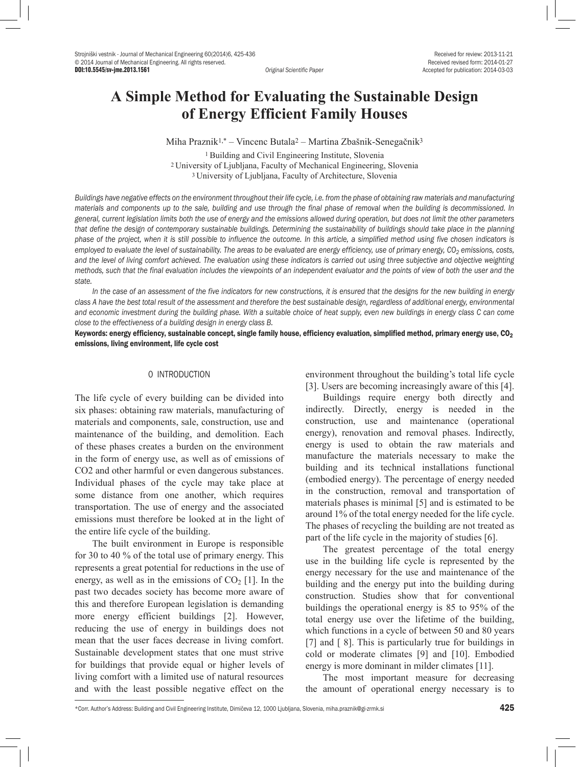# A Simple Method for Evaluating the Sustainable Design of Energy Efficient Family Houses

Miha Praznik[1,*] – Vincenc Butala[2] – Martina Zbašnik-Senegačnik[3]

[1] Building and Civil Engineering Institute, Slovenia
[2] University of Ljubljana, Faculty of Mechanical Engineering, Slovenia
[3] University of Ljubljana, Faculty of Architecture, Slovenia

*Buildings have negative effects on the environment throughout their life cycle, i.e. from the phase of obtaining raw materials and manufacturing materials and components up to the sale, building and use through the final phase of removal when the building is decommissioned. In general, current legislation limits both the use of energy and the emissions allowed during operation, but does not limit the other parameters that define the design of contemporary sustainable buildings. Determining the sustainability of buildings should take place in the planning phase of the project, when it is still possible to influence the outcome. In this article, a simplified method using five chosen indicators is employed to evaluate the level of sustainability. The areas to be evaluated are energy efficiency, use of primary energy, $CO_2$ emissions, costs, and the level of living comfort achieved. The evaluation using these indicators is carried out using three subjective and objective weighting methods, such that the final evaluation includes the viewpoints of an independent evaluator and the points of view of both the user and the state.*

*In the case of an assessment of the five indicators for new constructions, it is ensured that the designs for the new building in energy class A have the best total result of the assessment and therefore the best sustainable design, regardless of additional energy, environmental and economic investment during the building phase. With a suitable choice of heat supply, even new buildings in energy class C can come close to the effectiveness of a building design in energy class B.*

**Keywords: energy efficiency, sustainable concept, single family house, efficiency evaluation, simplified method, primary energy use, $CO_2$ emissions, living environment, life cycle cost**

## 0 INTRODUCTION

The life cycle of every building can be divided into six phases: obtaining raw materials, manufacturing of materials and components, sale, construction, use and maintenance of the building, and demolition. Each of these phases creates a burden on the environment in the form of energy use, as well as of emissions of CO2 and other harmful or even dangerous substances. Individual phases of the cycle may take place at some distance from one another, which requires transportation. The use of energy and the associated emissions must therefore be looked at in the light of the entire life cycle of the building.

The built environment in Europe is responsible for 30 to 40 % of the total use of primary energy. This represents a great potential for reductions in the use of energy, as well as in the emissions of $CO_2$ [1]. In the past two decades society has become more aware of this and therefore European legislation is demanding more energy efficient buildings [2]. However, reducing the use of energy in buildings does not mean that the user faces decrease in living comfort. Sustainable development states that one must strive for buildings that provide equal or higher levels of living comfort with a limited use of natural resources and with the least possible negative effect on the environment throughout the building's total life cycle [3]. Users are becoming increasingly aware of this [4].

Buildings require energy both directly and indirectly. Directly, energy is needed in the construction, use and maintenance (operational energy), renovation and removal phases. Indirectly, energy is used to obtain the raw materials and manufacture the materials necessary to make the building and its technical installations functional (embodied energy). The percentage of energy needed in the construction, removal and transportation of materials phases is minimal [5] and is estimated to be around 1% of the total energy needed for the life cycle. The phases of recycling the building are not treated as part of the life cycle in the majority of studies [6].

The greatest percentage of the total energy use in the building life cycle is represented by the energy necessary for the use and maintenance of the building and the energy put into the building during construction. Studies show that for conventional buildings the operational energy is 85 to 95% of the total energy use over the lifetime of the building, which functions in a cycle of between 50 and 80 years [7] and [ 8]. This is particularly true for buildings in cold or moderate climates [9] and [10]. Embodied energy is more dominant in milder climates [11].

The most important measure for decreasing the amount of operational energy necessary is to

*Corr. Author's Address: Building and Civil Engineering Institute, Dimičeva 12, 1000 Ljubljana, Slovenia, miha.praznik@gi-zrmk.si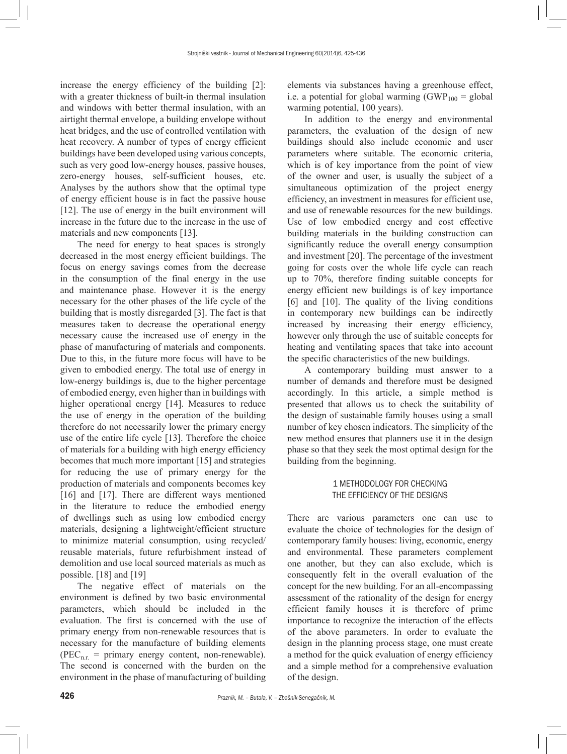increase the energy efficiency of the building [2]: with a greater thickness of built-in thermal insulation and windows with better thermal insulation, with an airtight thermal envelope, a building envelope without heat bridges, and the use of controlled ventilation with heat recovery. A number of types of energy efficient buildings have been developed using various concepts, such as very good low-energy houses, passive houses, zero-energy houses, self-sufficient houses, etc. Analyses by the authors show that the optimal type of energy efficient house is in fact the passive house [12]. The use of energy in the built environment will increase in the future due to the increase in the use of materials and new components [13].

The need for energy to heat spaces is strongly decreased in the most energy efficient buildings. The focus on energy savings comes from the decrease in the consumption of the final energy in the use and maintenance phase. However it is the energy necessary for the other phases of the life cycle of the building that is mostly disregarded [3]. The fact is that measures taken to decrease the operational energy necessary cause the increased use of energy in the phase of manufacturing of materials and components. Due to this, in the future more focus will have to be given to embodied energy. The total use of energy in low-energy buildings is, due to the higher percentage of embodied energy, even higher than in buildings with higher operational energy [14]. Measures to reduce the use of energy in the operation of the building therefore do not necessarily lower the primary energy use of the entire life cycle [13]. Therefore the choice of materials for a building with high energy efficiency becomes that much more important [15] and strategies for reducing the use of primary energy for the production of materials and components becomes key [16] and [17]. There are different ways mentioned in the literature to reduce the embodied energy of dwellings such as using low embodied energy materials, designing a lightweight/efficient structure to minimize material consumption, using recycled/reusable materials, future refurbishment instead of demolition and use local sourced materials as much as possible. [18] and [19]

The negative effect of materials on the environment is defined by two basic environmental parameters, which should be included in the evaluation. The first is concerned with the use of primary energy from non-renewable resources that is necessary for the manufacture of building elements ($PEC_{n.r.}$ = primary energy content, non-renewable). The second is concerned with the burden on the environment in the phase of manufacturing of building elements via substances having a greenhouse effect, i.e. a potential for global warming ($GWP_{100}$ = global warming potential, 100 years).

In addition to the energy and environmental parameters, the evaluation of the design of new buildings should also include economic and user parameters where suitable. The economic criteria, which is of key importance from the point of view of the owner and user, is usually the subject of a simultaneous optimization of the project energy efficiency, an investment in measures for efficient use, and use of renewable resources for the new buildings. Use of low embodied energy and cost effective building materials in the building construction can significantly reduce the overall energy consumption and investment [20]. The percentage of the investment going for costs over the whole life cycle can reach up to 70%, therefore finding suitable concepts for energy efficient new buildings is of key importance [6] and [10]. The quality of the living conditions in contemporary new buildings can be indirectly increased by increasing their energy efficiency, however only through the use of suitable concepts for heating and ventilating spaces that take into account the specific characteristics of the new buildings.

A contemporary building must answer to a number of demands and therefore must be designed accordingly. In this article, a simple method is presented that allows us to check the suitability of the design of sustainable family houses using a small number of key chosen indicators. The simplicity of the new method ensures that planners use it in the design phase so that they seek the most optimal design for the building from the beginning.

## 1 METHODOLOGY FOR CHECKING THE EFFICIENCY OF THE DESIGNS

There are various parameters one can use to evaluate the choice of technologies for the design of contemporary family houses: living, economic, energy and environmental. These parameters complement one another, but they can also exclude, which is consequently felt in the overall evaluation of the concept for the new building. For an all-encompassing assessment of the rationality of the design for energy efficient family houses it is therefore of prime importance to recognize the interaction of the effects of the above parameters. In order to evaluate the design in the planning process stage, one must create a method for the quick evaluation of energy efficiency and a simple method for a comprehensive evaluation of the design.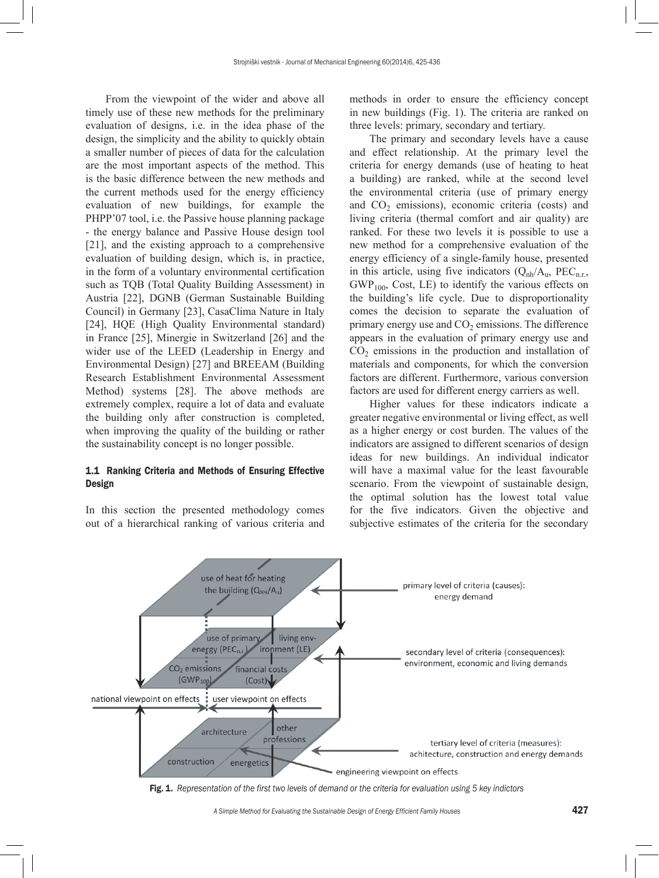From the viewpoint of the wider and above all timely use of these new methods for the preliminary evaluation of designs, i.e. in the idea phase of the design, the simplicity and the ability to quickly obtain a smaller number of pieces of data for the calculation are the most important aspects of the method. This is the basic difference between the new methods and the current methods used for the energy efficiency evaluation of new buildings, for example the PHPP'07 tool, i.e. the Passive house planning package - the energy balance and Passive House design tool [21], and the existing approach to a comprehensive evaluation of building design, which is, in practice, in the form of a voluntary environmental certification such as TQB (Total Quality Building Assessment) in Austria [22], DGNB (German Sustainable Building Council) in Germany [23], CasaClima Nature in Italy [24], HQE (High Quality Environmental standard) in France [25], Minergie in Switzerland [26] and the wider use of the LEED (Leadership in Energy and Environmental Design) [27] and BREEAM (Building Research Establishment Environmental Assessment Method) systems [28]. The above methods are extremely complex, require a lot of data and evaluate the building only after construction is completed, when improving the quality of the building or rather the sustainability concept is no longer possible.

### 1.1 Ranking Criteria and Methods of Ensuring Effective Design

In this section the presented methodology comes out of a hierarchical ranking of various criteria and methods in order to ensure the efficiency concept in new buildings (Fig. 1). The criteria are ranked on three levels: primary, secondary and tertiary.

The primary and secondary levels have a cause and effect relationship. At the primary level the criteria for energy demands (use of heating to heat a building) are ranked, while at the second level the environmental criteria (use of primary energy and $CO_2$ emissions), economic criteria (costs) and living criteria (thermal comfort and air quality) are ranked. For these two levels it is possible to use a new method for a comprehensive evaluation of the energy efficiency of a single-family house, presented in this article, using five indicators ($Q_{nh}/A_u$, $PEC_{n.r.}$, $GWP_{100}$, Cost, LE) to identify the various effects on the building's life cycle. Due to disproportionality comes the decision to separate the evaluation of primary energy use and $CO_2$ emissions. The difference appears in the evaluation of primary energy use and $CO_2$ emissions in the production and installation of materials and components, for which the conversion factors are different. Furthermore, various conversion factors are used for different energy carriers as well.

Higher values for these indicators indicate a greater negative environmental or living effect, as well as a higher energy or cost burden. The values of the indicators are assigned to different scenarios of design ideas for new buildings. An individual indicator will have a maximal value for the least favourable scenario. From the viewpoint of sustainable design, the optimal solution has the lowest total value for the five indicators. Given the objective and subjective estimates of the criteria for the secondary

**Fig. 1.** *Representation of the first two levels of demand or the criteria for evaluation using 5 key indictors*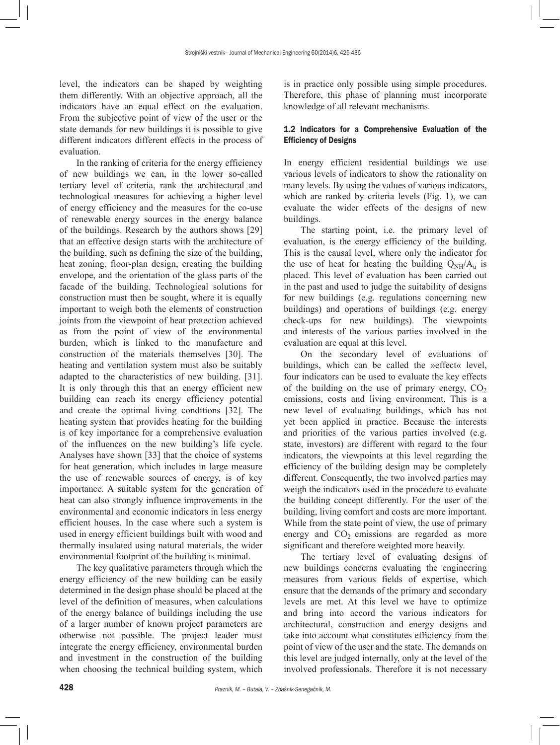level, the indicators can be shaped by weighting them differently. With an objective approach, all the indicators have an equal effect on the evaluation. From the subjective point of view of the user or the state demands for new buildings it is possible to give different indicators different effects in the process of evaluation.

In the ranking of criteria for the energy efficiency of new buildings we can, in the lower so-called tertiary level of criteria, rank the architectural and technological measures for achieving a higher level of energy efficiency and the measures for the co-use of renewable energy sources in the energy balance of the buildings. Research by the authors shows [29] that an effective design starts with the architecture of the building, such as defining the size of the building, heat zoning, floor-plan design, creating the building envelope, and the orientation of the glass parts of the facade of the building. Technological solutions for construction must then be sought, where it is equally important to weigh both the elements of construction joints from the viewpoint of heat protection achieved as from the point of view of the environmental burden, which is linked to the manufacture and construction of the materials themselves [30]. The heating and ventilation system must also be suitably adapted to the characteristics of new building. [31]. It is only through this that an energy efficient new building can reach its energy efficiency potential and create the optimal living conditions [32]. The heating system that provides heating for the building is of key importance for a comprehensive evaluation of the influences on the new building's life cycle. Analyses have shown [33] that the choice of systems for heat generation, which includes in large measure the use of renewable sources of energy, is of key importance. A suitable system for the generation of heat can also strongly influence improvements in the environmental and economic indicators in less energy efficient houses. In the case where such a system is used in energy efficient buildings built with wood and thermally insulated using natural materials, the wider environmental footprint of the building is minimal.

The key qualitative parameters through which the energy efficiency of the new building can be easily determined in the design phase should be placed at the level of the definition of measures, when calculations of the energy balance of buildings including the use of a larger number of known project parameters are otherwise not possible. The project leader must integrate the energy efficiency, environmental burden and investment in the construction of the building when choosing the technical building system, which is in practice only possible using simple procedures. Therefore, this phase of planning must incorporate knowledge of all relevant mechanisms.

### 1.2 Indicators for a Comprehensive Evaluation of the Efficiency of Designs

In energy efficient residential buildings we use various levels of indicators to show the rationality on many levels. By using the values of various indicators, which are ranked by criteria levels (Fig. 1), we can evaluate the wider effects of the designs of new buildings.

The starting point, i.e. the primary level of evaluation, is the energy efficiency of the building. This is the causal level, where only the indicator for the use of heat for heating the building $Q_{NH}/A_u$ is placed. This level of evaluation has been carried out in the past and used to judge the suitability of designs for new buildings (e.g. regulations concerning new buildings) and operations of buildings (e.g. energy check-ups for new buildings). The viewpoints and interests of the various parties involved in the evaluation are equal at this level.

On the secondary level of evaluations of buildings, which can be called the »effect« level, four indicators can be used to evaluate the key effects of the building on the use of primary energy, $CO_2$ emissions, costs and living environment. This is a new level of evaluating buildings, which has not yet been applied in practice. Because the interests and priorities of the various parties involved (e.g. state, investors) are different with regard to the four indicators, the viewpoints at this level regarding the efficiency of the building design may be completely different. Consequently, the two involved parties may weigh the indicators used in the procedure to evaluate the building concept differently. For the user of the building, living comfort and costs are more important. While from the state point of view, the use of primary energy and $CO_2$ emissions are regarded as more significant and therefore weighted more heavily.

The tertiary level of evaluating designs of new buildings concerns evaluating the engineering measures from various fields of expertise, which ensure that the demands of the primary and secondary levels are met. At this level we have to optimize and bring into accord the various indicators for architectural, construction and energy designs and take into account what constitutes efficiency from the point of view of the user and the state. The demands on this level are judged internally, only at the level of the involved professionals. Therefore it is not necessary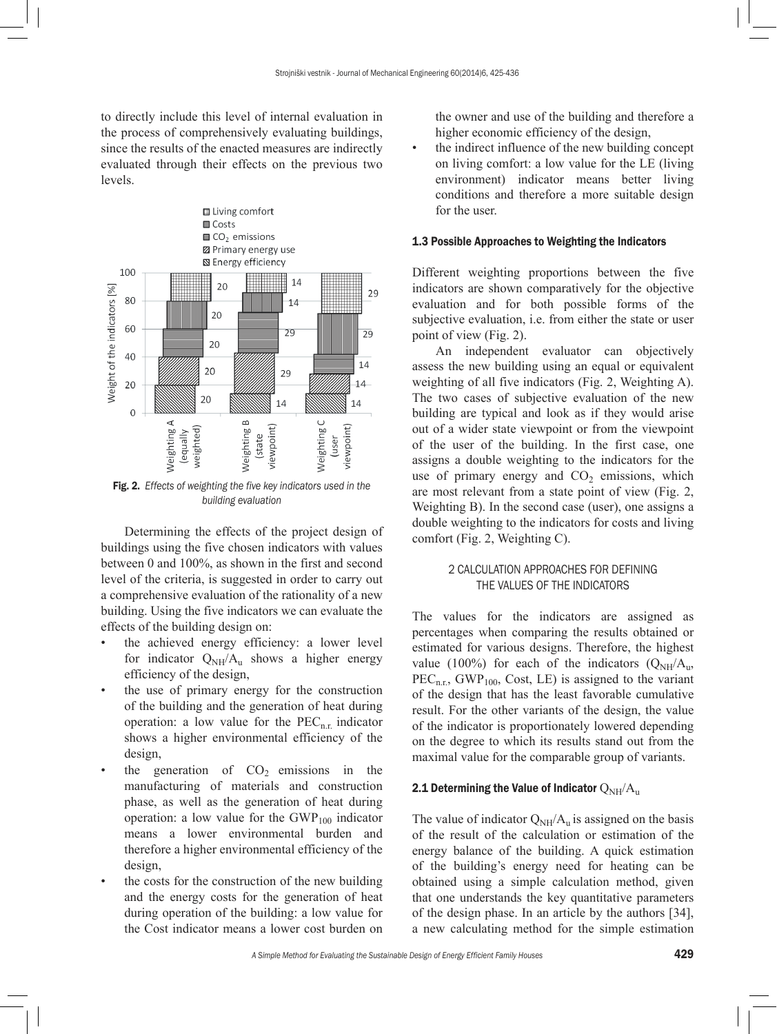to directly include this level of internal evaluation in the process of comprehensively evaluating buildings, since the results of the enacted measures are indirectly evaluated through their effects on the previous two levels.

**Fig. 2.** *Effects of weighting the five key indicators used in the building evaluation*

Determining the effects of the project design of buildings using the five chosen indicators with values between 0 and 100%, as shown in the first and second level of the criteria, is suggested in order to carry out a comprehensive evaluation of the rationality of a new building. Using the five indicators we can evaluate the effects of the building design on:

- the achieved energy efficiency: a lower level for indicator $Q_{NH}/A_u$ shows a higher energy efficiency of the design,
- the use of primary energy for the construction of the building and the generation of heat during operation: a low value for the $PEC_{n.r.}$ indicator shows a higher environmental efficiency of the design,
- the generation of $CO_2$ emissions in the manufacturing of materials and construction phase, as well as the generation of heat during operation: a low value for the $GWP_{100}$ indicator means a lower environmental burden and therefore a higher environmental efficiency of the design,
- the costs for the construction of the new building and the energy costs for the generation of heat during operation of the building: a low value for the Cost indicator means a lower cost burden on the owner and use of the building and therefore a higher economic efficiency of the design,
- the indirect influence of the new building concept on living comfort: a low value for the LE (living environment) indicator means better living conditions and therefore a more suitable design for the user.

### 1.3 Possible Approaches to Weighting the Indicators

Different weighting proportions between the five indicators are shown comparatively for the objective evaluation and for both possible forms of the subjective evaluation, i.e. from either the state or user point of view (Fig. 2).

An independent evaluator can objectively assess the new building using an equal or equivalent weighting of all five indicators (Fig. 2, Weighting A). The two cases of subjective evaluation of the new building are typical and look as if they would arise out of a wider state viewpoint or from the viewpoint of the user of the building. In the first case, one assigns a double weighting to the indicators for the use of primary energy and $CO_2$ emissions, which are most relevant from a state point of view (Fig. 2, Weighting B). In the second case (user), one assigns a double weighting to the indicators for costs and living comfort (Fig. 2, Weighting C).

## 2 CALCULATION APPROACHES FOR DEFINING THE VALUES OF THE INDICATORS

The values for the indicators are assigned as percentages when comparing the results obtained or estimated for various designs. Therefore, the highest value (100%) for each of the indicators ($Q_{NH}/A_u$, $PEC_{n.r.}$, $GWP_{100}$, Cost, LE) is assigned to the variant of the design that has the least favorable cumulative result. For the other variants of the design, the value of the indicator is proportionately lowered depending on the degree to which its results stand out from the maximal value for the comparable group of variants.

### 2.1 Determining the Value of Indicator $Q_{NH}/A_u$

The value of indicator $Q_{NH}/A_u$ is assigned on the basis of the result of the calculation or estimation of the energy balance of the building. A quick estimation of the building's energy need for heating can be obtained using a simple calculation method, given that one understands the key quantitative parameters of the design phase. In an article by the authors [34], a new calculating method for the simple estimation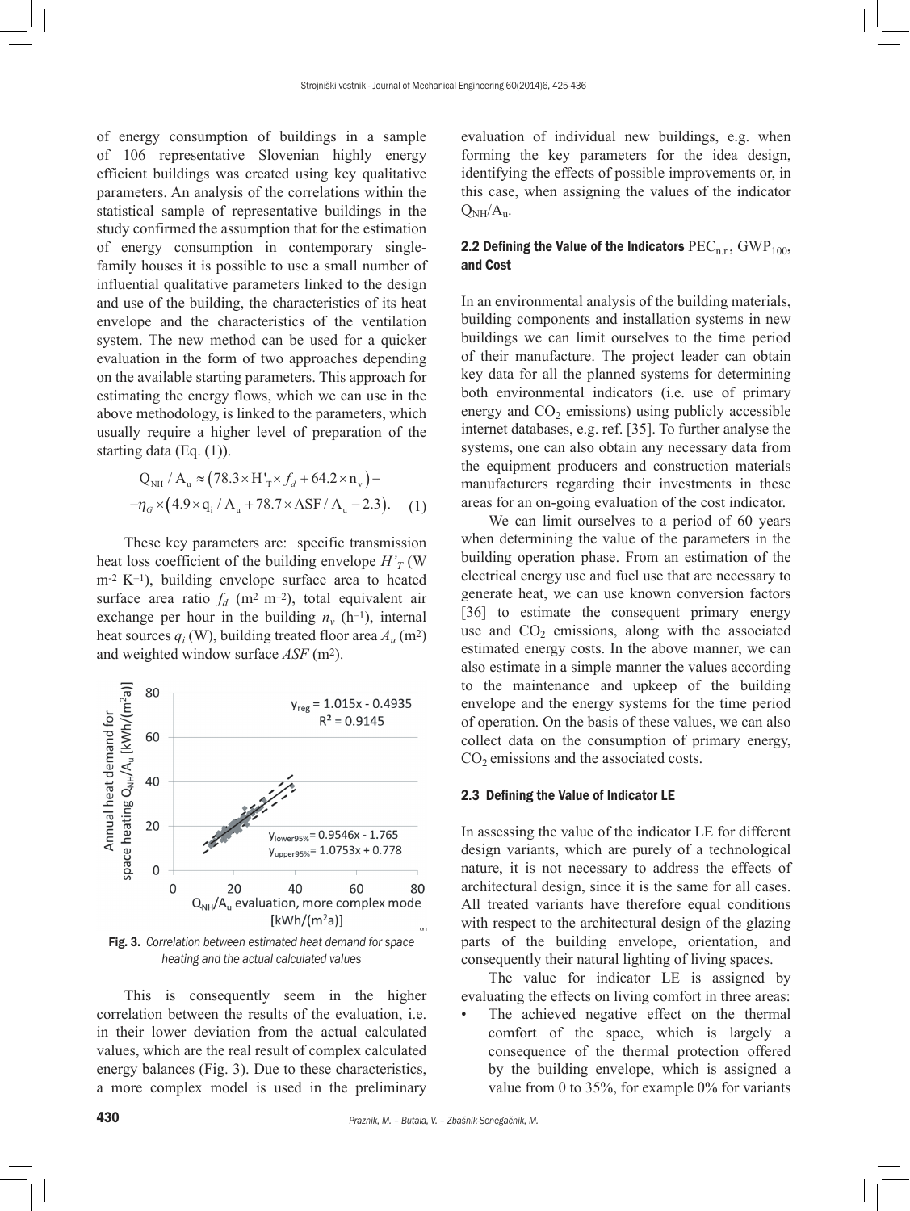of energy consumption of buildings in a sample of 106 representative Slovenian highly energy efficient buildings was created using key qualitative parameters. An analysis of the correlations within the statistical sample of representative buildings in the study confirmed the assumption that for the estimation of energy consumption in contemporary single-family houses it is possible to use a small number of influential qualitative parameters linked to the design and use of the building, the characteristics of its heat envelope and the characteristics of the ventilation system. The new method can be used for a quicker evaluation in the form of two approaches depending on the available starting parameters. This approach for estimating the energy flows, which we can use in the above methodology, is linked to the parameters, which usually require a higher level of preparation of the starting data (Eq. (1)).

$$Q_{NH} / A_u \approx \left(78.3 \times H'_T \times f_d + 64.2 \times n_v\right) - \eta_G \times \left(4.9 \times q_i / A_u + 78.7 \times ASF / A_u - 2.3\right). \quad (1)$$

These key parameters are: specific transmission heat loss coefficient of the building envelope $H'_T$ (W m$^{-2}$ K$^{-1}$), building envelope surface area to heated surface area ratio $f_d$ (m$^2$ m$^{-2}$), total equivalent air exchange per hour in the building $n_v$ (h$^{-1}$), internal heat sources $q_i$ (W), building treated floor area $A_u$ (m$^2$) and weighted window surface $ASF$ (m$^2$).

Fig. 3. *Correlation between estimated heat demand for space heating and the actual calculated values*

This is consequently seem in the higher correlation between the results of the evaluation, i.e. in their lower deviation from the actual calculated values, which are the real result of complex calculated energy balances (Fig. 3). Due to these characteristics, a more complex model is used in the preliminary evaluation of individual new buildings, e.g. when forming the key parameters for the idea design, identifying the effects of possible improvements or, in this case, when assigning the values of the indicator $Q_{NH}/A_u$.

### 2.2 Defining the Value of the Indicators $PEC_{n.r.}$, $GWP_{100}$, and Cost

In an environmental analysis of the building materials, building components and installation systems in new buildings we can limit ourselves to the time period of their manufacture. The project leader can obtain key data for all the planned systems for determining both environmental indicators (i.e. use of primary energy and $CO_2$ emissions) using publicly accessible internet databases, e.g. ref. [35]. To further analyse the systems, one can also obtain any necessary data from the equipment producers and construction materials manufacturers regarding their investments in these areas for an on-going evaluation of the cost indicator.

We can limit ourselves to a period of 60 years when determining the value of the parameters in the building operation phase. From an estimation of the electrical energy use and fuel use that are necessary to generate heat, we can use known conversion factors [36] to estimate the consequent primary energy use and $CO_2$ emissions, along with the associated estimated energy costs. In the above manner, we can also estimate in a simple manner the values according to the maintenance and upkeep of the building envelope and the energy systems for the time period of operation. On the basis of these values, we can also collect data on the consumption of primary energy, $CO_2$ emissions and the associated costs.

### 2.3 Defining the Value of Indicator LE

In assessing the value of the indicator LE for different design variants, which are purely of a technological nature, it is not necessary to address the effects of architectural design, since it is the same for all cases. All treated variants have therefore equal conditions with respect to the architectural design of the glazing parts of the building envelope, orientation, and consequently their natural lighting of living spaces.

The value for indicator LE is assigned by evaluating the effects on living comfort in three areas:

- The achieved negative effect on the thermal comfort of the space, which is largely a consequence of the thermal protection offered by the building envelope, which is assigned a value from 0 to 35%, for example 0% for variants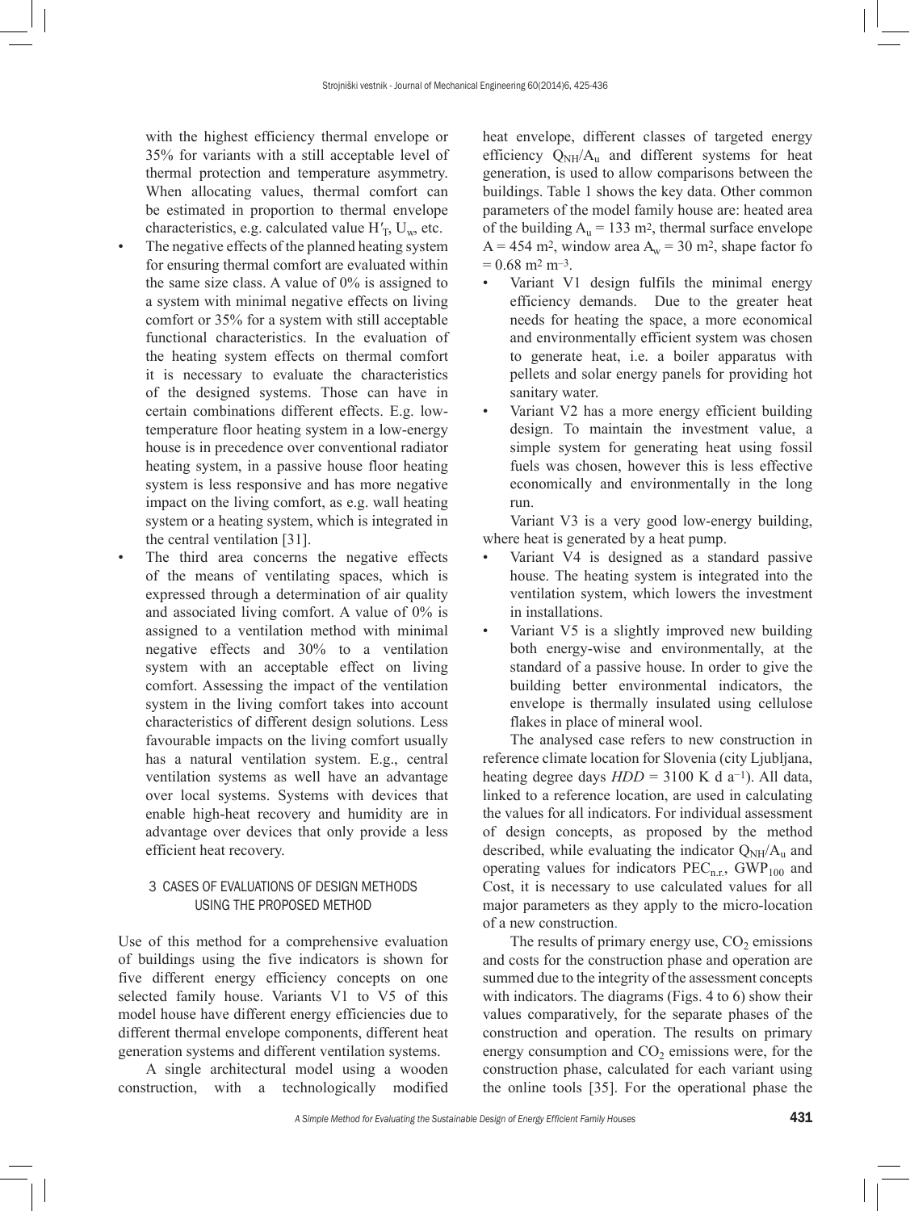with the highest efficiency thermal envelope or 35% for variants with a still acceptable level of thermal protection and temperature asymmetry. When allocating values, thermal comfort can be estimated in proportion to thermal envelope characteristics, e.g. calculated value $H'_T$, $U_w$, etc.

- The negative effects of the planned heating system for ensuring thermal comfort are evaluated within the same size class. A value of 0% is assigned to a system with minimal negative effects on living comfort or 35% for a system with still acceptable functional characteristics. In the evaluation of the heating system effects on thermal comfort it is necessary to evaluate the characteristics of the designed systems. Those can have in certain combinations different effects. E.g. low-temperature floor heating system in a low-energy house is in precedence over conventional radiator heating system, in a passive house floor heating system is less responsive and has more negative impact on the living comfort, as e.g. wall heating system or a heating system, which is integrated in the central ventilation [31].
- The third area concerns the negative effects of the means of ventilating spaces, which is expressed through a determination of air quality and associated living comfort. A value of 0% is assigned to a ventilation method with minimal negative effects and 30% to a ventilation system with an acceptable effect on living comfort. Assessing the impact of the ventilation system in the living comfort takes into account characteristics of different design solutions. Less favourable impacts on the living comfort usually has a natural ventilation system. E.g., central ventilation systems as well have an advantage over local systems. Systems with devices that enable high-heat recovery and humidity are in advantage over devices that only provide a less efficient heat recovery.

## 3 CASES OF EVALUATIONS OF DESIGN METHODS USING THE PROPOSED METHOD

Use of this method for a comprehensive evaluation of buildings using the five indicators is shown for five different energy efficiency concepts on one selected family house. Variants V1 to V5 of this model house have different energy efficiencies due to different thermal envelope components, different heat generation systems and different ventilation systems.

A single architectural model using a wooden construction, with a technologically modified heat envelope, different classes of targeted energy efficiency $Q_{NH}/A_u$ and different systems for heat generation, is used to allow comparisons between the buildings. Table 1 shows the key data. Other common parameters of the model family house are: heated area of the building $A_u$ = 133 m², thermal surface envelope A = 454 m², window area $A_w$ = 30 m², shape factor fo = 0.68 m² m⁻³.

- Variant V1 design fulfils the minimal energy efficiency demands. Due to the greater heat needs for heating the space, a more economical and environmentally efficient system was chosen to generate heat, i.e. a boiler apparatus with pellets and solar energy panels for providing hot sanitary water.
- Variant V2 has a more energy efficient building design. To maintain the investment value, a simple system for generating heat using fossil fuels was chosen, however this is less effective economically and environmentally in the long run.

Variant V3 is a very good low-energy building, where heat is generated by a heat pump.

- Variant V4 is designed as a standard passive house. The heating system is integrated into the ventilation system, which lowers the investment in installations.
- Variant V5 is a slightly improved new building both energy-wise and environmentally, at the standard of a passive house. In order to give the building better environmental indicators, the envelope is thermally insulated using cellulose flakes in place of mineral wool.

The analysed case refers to new construction in reference climate location for Slovenia (city Ljubljana, heating degree days $HDD$ = 3100 K d a⁻¹). All data, linked to a reference location, are used in calculating the values for all indicators. For individual assessment of design concepts, as proposed by the method described, while evaluating the indicator $Q_{NH}/A_u$ and operating values for indicators $PEC_{n.r.}$, $GWP_{100}$ and Cost, it is necessary to use calculated values for all major parameters as they apply to the micro-location of a new construction.

The results of primary energy use, $CO_2$ emissions and costs for the construction phase and operation are summed due to the integrity of the assessment concepts with indicators. The diagrams (Figs. 4 to 6) show their values comparatively, for the separate phases of the construction and operation. The results on primary energy consumption and $CO_2$ emissions were, for the construction phase, calculated for each variant using the online tools [35]. For the operational phase the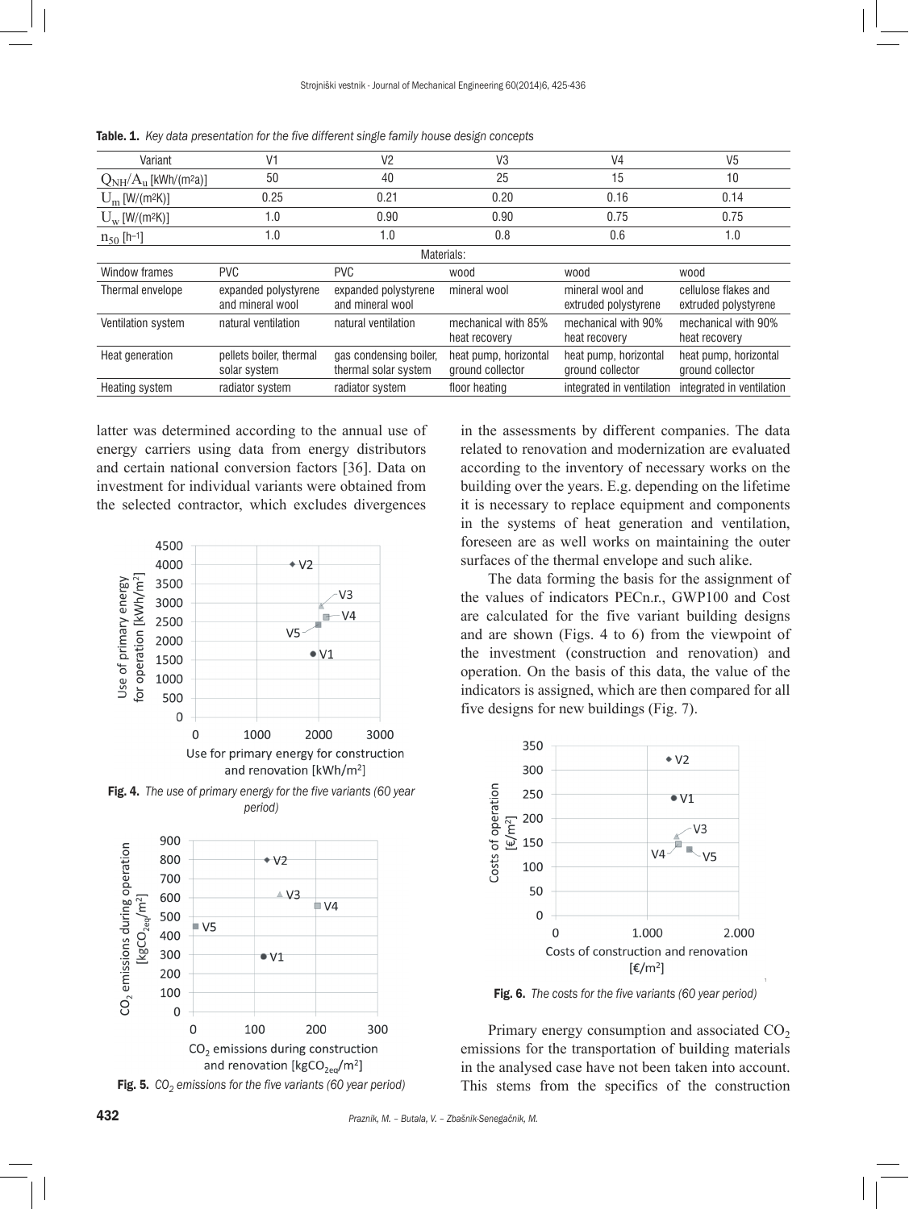**Table. 1.** *Key data presentation for the five different single family house design concepts*

| Variant | V1 | V2 | V3 | V4 | V5 |
|---|---|---|---|---|---|
| $Q_{NH}/A_u$ [kWh/(m²a)] | 50 | 40 | 25 | 15 | 10 |
| $U_m$ [W/(m²K)] | 0.25 | 0.21 | 0.20 | 0.16 | 0.14 |
| $U_w$ [W/(m²K)] | 1.0 | 0.90 | 0.90 | 0.75 | 0.75 |
| $n_{50}$ [h⁻¹] | 1.0 | 1.0 | 0.8 | 0.6 | 1.0 |
| Materials: | | | | | |
| Window frames | PVC | PVC | wood | wood | wood |
| Thermal envelope | expanded polystyrene and mineral wool | expanded polystyrene and mineral wool | mineral wool | mineral wool and extruded polystyrene | cellulose flakes and extruded polystyrene |
| Ventilation system | natural ventilation | natural ventilation | mechanical with 85% heat recovery | mechanical with 90% heat recovery | mechanical with 90% heat recovery |
| Heat generation | pellets boiler, thermal solar system | gas condensing boiler, thermal solar system | heat pump, horizontal ground collector | heat pump, horizontal ground collector | heat pump, horizontal ground collector |
| Heating system | radiator system | radiator system | floor heating | integrated in ventilation | integrated in ventilation |

latter was determined according to the annual use of energy carriers using data from energy distributors and certain national conversion factors [36]. Data on investment for individual variants were obtained from the selected contractor, which excludes divergences in the assessments by different companies. The data related to renovation and modernization are evaluated according to the inventory of necessary works on the building over the years. E.g. depending on the lifetime it is necessary to replace equipment and components in the systems of heat generation and ventilation, foreseen are as well works on maintaining the outer surfaces of the thermal envelope and such alike.

The data forming the basis for the assignment of the values of indicators PECn.r., GWP100 and Cost are calculated for the five variant building designs and are shown (Figs. 4 to 6) from the viewpoint of the investment (construction and renovation) and operation. On the basis of this data, the value of the indicators is assigned, which are then compared for all five designs for new buildings (Fig. 7).

**Fig. 4.** *The use of primary energy for the five variants (60 year period)*

**Fig. 5.** *$CO_2$ emissions for the five variants (60 year period)*

**Fig. 6.** *The costs for the five variants (60 year period)*

Primary energy consumption and associated $CO_2$ emissions for the transportation of building materials in the analysed case have not been taken into account. This stems from the specifics of the construction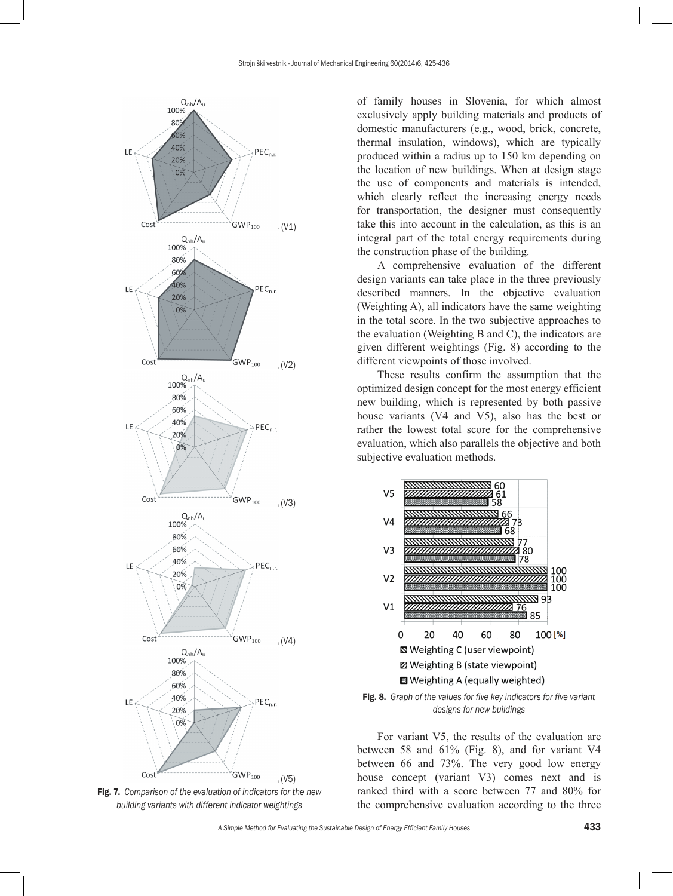Fig. 7. *Comparison of the evaluation of indicators for the new building variants with different indicator weightings*

of family houses in Slovenia, for which almost exclusively apply building materials and products of domestic manufacturers (e.g., wood, brick, concrete, thermal insulation, windows), which are typically produced within a radius up to 150 km depending on the location of new buildings. When at design stage the use of components and materials is intended, which clearly reflect the increasing energy needs for transportation, the designer must consequently take this into account in the calculation, as this is an integral part of the total energy requirements during the construction phase of the building.

A comprehensive evaluation of the different design variants can take place in the three previously described manners. In the objective evaluation (Weighting A), all indicators have the same weighting in the total score. In the two subjective approaches to the evaluation (Weighting B and C), the indicators are given different weightings (Fig. 8) according to the different viewpoints of those involved.

These results confirm the assumption that the optimized design concept for the most energy efficient new building, which is represented by both passive house variants (V4 and V5), also has the best or rather the lowest total score for the comprehensive evaluation, which also parallels the objective and both subjective evaluation methods.

Fig. 8. *Graph of the values for five key indicators for five variant designs for new buildings*

For variant V5, the results of the evaluation are between 58 and 61% (Fig. 8), and for variant V4 between 66 and 73%. The very good low energy house concept (variant V3) comes next and is ranked third with a score between 77 and 80% for the comprehensive evaluation according to the three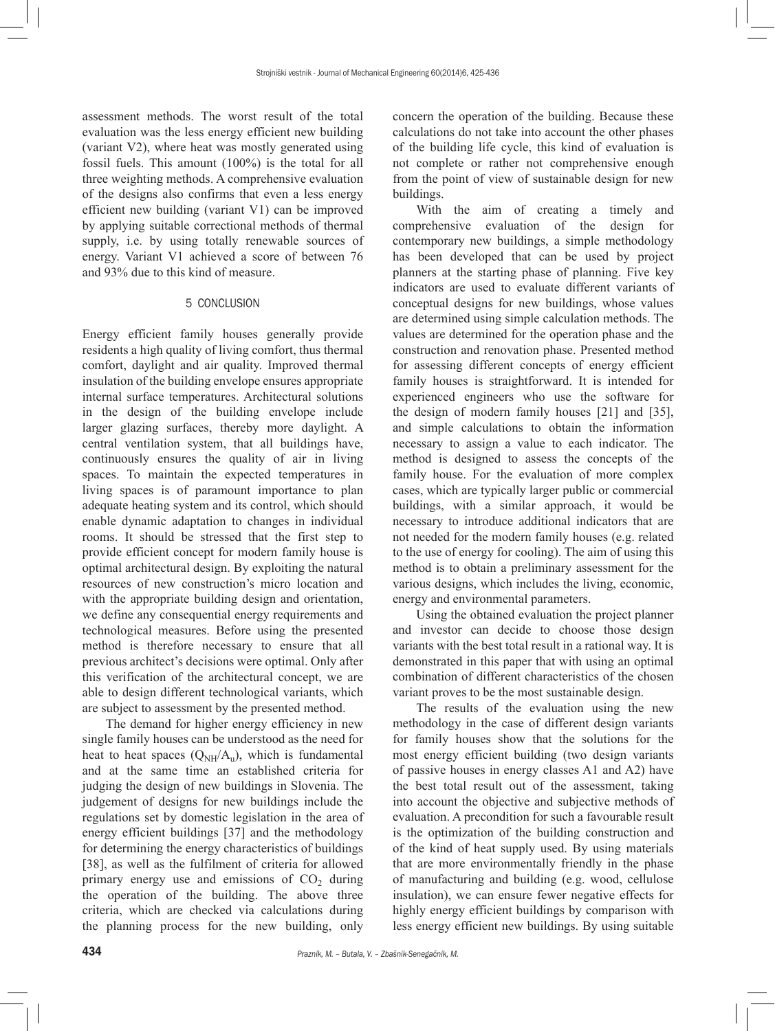assessment methods. The worst result of the total evaluation was the less energy efficient new building (variant V2), where heat was mostly generated using fossil fuels. This amount (100%) is the total for all three weighting methods. A comprehensive evaluation of the designs also confirms that even a less energy efficient new building (variant V1) can be improved by applying suitable correctional methods of thermal supply, i.e. by using totally renewable sources of energy. Variant V1 achieved a score of between 76 and 93% due to this kind of measure.

## 5 CONCLUSION

Energy efficient family houses generally provide residents a high quality of living comfort, thus thermal comfort, daylight and air quality. Improved thermal insulation of the building envelope ensures appropriate internal surface temperatures. Architectural solutions in the design of the building envelope include larger glazing surfaces, thereby more daylight. A central ventilation system, that all buildings have, continuously ensures the quality of air in living spaces. To maintain the expected temperatures in living spaces is of paramount importance to plan adequate heating system and its control, which should enable dynamic adaptation to changes in individual rooms. It should be stressed that the first step to provide efficient concept for modern family house is optimal architectural design. By exploiting the natural resources of new construction's micro location and with the appropriate building design and orientation, we define any consequential energy requirements and technological measures. Before using the presented method is therefore necessary to ensure that all previous architect's decisions were optimal. Only after this verification of the architectural concept, we are able to design different technological variants, which are subject to assessment by the presented method.

The demand for higher energy efficiency in new single family houses can be understood as the need for heat to heat spaces ($Q_{NH}/A_u$), which is fundamental and at the same time an established criteria for judging the design of new buildings in Slovenia. The judgement of designs for new buildings include the regulations set by domestic legislation in the area of energy efficient buildings [37] and the methodology for determining the energy characteristics of buildings [38], as well as the fulfilment of criteria for allowed primary energy use and emissions of $CO_2$ during the operation of the building. The above three criteria, which are checked via calculations during the planning process for the new building, only concern the operation of the building. Because these calculations do not take into account the other phases of the building life cycle, this kind of evaluation is not complete or rather not comprehensive enough from the point of view of sustainable design for new buildings.

With the aim of creating a timely and comprehensive evaluation of the design for contemporary new buildings, a simple methodology has been developed that can be used by project planners at the starting phase of planning. Five key indicators are used to evaluate different variants of conceptual designs for new buildings, whose values are determined using simple calculation methods. The values are determined for the operation phase and the construction and renovation phase. Presented method for assessing different concepts of energy efficient family houses is straightforward. It is intended for experienced engineers who use the software for the design of modern family houses [21] and [35], and simple calculations to obtain the information necessary to assign a value to each indicator. The method is designed to assess the concepts of the family house. For the evaluation of more complex cases, which are typically larger public or commercial buildings, with a similar approach, it would be necessary to introduce additional indicators that are not needed for the modern family houses (e.g. related to the use of energy for cooling). The aim of using this method is to obtain a preliminary assessment for the various designs, which includes the living, economic, energy and environmental parameters.

Using the obtained evaluation the project planner and investor can decide to choose those design variants with the best total result in a rational way. It is demonstrated in this paper that with using an optimal combination of different characteristics of the chosen variant proves to be the most sustainable design.

The results of the evaluation using the new methodology in the case of different design variants for family houses show that the solutions for the most energy efficient building (two design variants of passive houses in energy classes A1 and A2) have the best total result out of the assessment, taking into account the objective and subjective methods of evaluation. A precondition for such a favourable result is the optimization of the building construction and of the kind of heat supply used. By using materials that are more environmentally friendly in the phase of manufacturing and building (e.g. wood, cellulose insulation), we can ensure fewer negative effects for highly energy efficient buildings by comparison with less energy efficient new buildings. By using suitable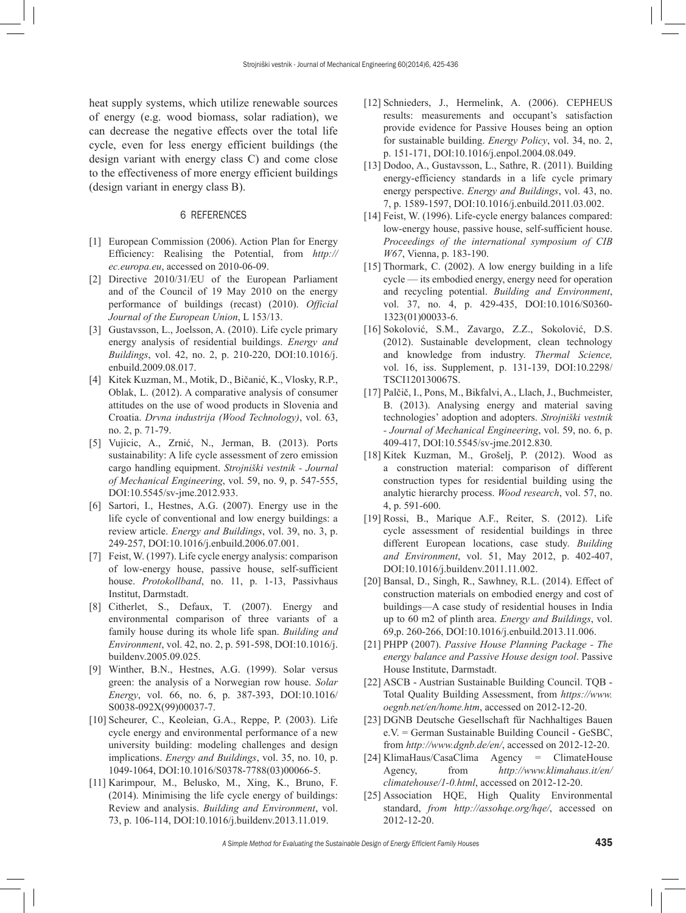heat supply systems, which utilize renewable sources of energy (e.g. wood biomass, solar radiation), we can decrease the negative effects over the total life cycle, even for less energy efficient buildings (the design variant with energy class C) and come close to the effectiveness of more energy efficient buildings (design variant in energy class B).

## 6 REFERENCES

[1] European Commission (2006). Action Plan for Energy Efficiency: Realising the Potential, from *http://ec.europa.eu*, accessed on 2010-06-09.

[2] Directive 2010/31/EU of the European Parliament and of the Council of 19 May 2010 on the energy performance of buildings (recast) (2010). *Official Journal of the European Union*, L 153/13.

[3] Gustavsson, L., Joelsson, A. (2010). Life cycle primary energy analysis of residential buildings. *Energy and Buildings*, vol. 42, no. 2, p. 210-220, DOI:10.1016/j.enbuild.2009.08.017.

[4] Kitek Kuzman, M., Motik, D., Bičanić, K., Vlosky, R.P., Oblak, L. (2012). A comparative analysis of consumer attitudes on the use of wood products in Slovenia and Croatia. *Drvna industrija (Wood Technology)*, vol. 63, no. 2, p. 71-79.

[5] Vujicic, A., Zrnić, N., Jerman, B. (2013). Ports sustainability: A life cycle assessment of zero emission cargo handling equipment. *Strojniški vestnik - Journal of Mechanical Engineering*, vol. 59, no. 9, p. 547-555, DOI:10.5545/sv-jme.2012.933.

[6] Sartori, I., Hestnes, A.G. (2007). Energy use in the life cycle of conventional and low energy buildings: a review article. *Energy and Buildings*, vol. 39, no. 3, p. 249-257, DOI:10.1016/j.enbuild.2006.07.001.

[7] Feist, W. (1997). Life cycle energy analysis: comparison of low-energy house, passive house, self-sufficient house. *Protokollband*, no. 11, p. 1-13, Passivhaus Institut, Darmstadt.

[8] Citherlet, S., Defaux, T. (2007). Energy and environmental comparison of three variants of a family house during its whole life span. *Building and Environment*, vol. 42, no. 2, p. 591-598, DOI:10.1016/j.buildenv.2005.09.025.

[9] Winther, B.N., Hestnes, A.G. (1999). Solar versus green: the analysis of a Norwegian row house. *Solar Energy*, vol. 66, no. 6, p. 387-393, DOI:10.1016/S0038-092X(99)00037-7.

[10] Scheurer, C., Keoleian, G.A., Reppe, P. (2003). Life cycle energy and environmental performance of a new university building: modeling challenges and design implications. *Energy and Buildings*, vol. 35, no. 10, p. 1049-1064, DOI:10.1016/S0378-7788(03)00066-5.

[11] Karimpour, M., Belusko, M., Xing, K., Bruno, F. (2014). Minimising the life cycle energy of buildings: Review and analysis. *Building and Environment*, vol. 73, p. 106-114, DOI:10.1016/j.buildenv.2013.11.019.

[12] Schnieders, J., Hermelink, A. (2006). CEPHEUS results: measurements and occupant's satisfaction provide evidence for Passive Houses being an option for sustainable building. *Energy Policy*, vol. 34, no. 2, p. 151-171, DOI:10.1016/j.enpol.2004.08.049.

[13] Dodoo, A., Gustavsson, L., Sathre, R. (2011). Building energy-efficiency standards in a life cycle primary energy perspective. *Energy and Buildings*, vol. 43, no. 7, p. 1589-1597, DOI:10.1016/j.enbuild.2011.03.002.

[14] Feist, W. (1996). Life-cycle energy balances compared: low-energy house, passive house, self-sufficient house. *Proceedings of the international symposium of CIB W67*, Vienna, p. 183-190.

[15] Thormark, C. (2002). A low energy building in a life cycle — its embodied energy, energy need for operation and recycling potential. *Building and Environment*, vol. 37, no. 4, p. 429-435, DOI:10.1016/S0360-1323(01)00033-6.

[16] Sokolović, S.M., Zavargo, Z.Z., Sokolović, D.S. (2012). Sustainable development, clean technology and knowledge from industry. *Thermal Science,* vol. 16, iss. Supplement, p. 131-139, DOI:10.2298/TSCI120130067S.

[17] Palčič, I., Pons, M., Bikfalvi, A., Llach, J., Buchmeister, B. (2013). Analysing energy and material saving technologies' adoption and adopters. *Strojniški vestnik - Journal of Mechanical Engineering*, vol. 59, no. 6, p. 409-417, DOI:10.5545/sv-jme.2012.830.

[18] Kitek Kuzman, M., Grošelj, P. (2012). Wood as a construction material: comparison of different construction types for residential building using the analytic hierarchy process. *Wood research*, vol. 57, no. 4, p. 591-600.

[19] Rossi, B., Marique A.F., Reiter, S. (2012). Life cycle assessment of residential buildings in three different European locations, case study. *Building and Environment*, vol. 51, May 2012, p. 402-407, DOI:10.1016/j.buildenv.2011.11.002.

[20] Bansal, D., Singh, R., Sawhney, R.L. (2014). Effect of construction materials on embodied energy and cost of buildings—A case study of residential houses in India up to 60 m2 of plinth area. *Energy and Buildings*, vol. 69,p. 260-266, DOI:10.1016/j.enbuild.2013.11.006.

[21] PHPP (2007). *Passive House Planning Package - The energy balance and Passive House design tool*. Passive House Institute, Darmstadt.

[22] ASCB - Austrian Sustainable Building Council. TQB - Total Quality Building Assessment, from *https://www.oegnb.net/en/home.htm*, accessed on 2012-12-20.

[23] DGNB Deutsche Gesellschaft für Nachhaltiges Bauen e.V. = German Sustainable Building Council - GeSBC, from *http://www.dgnb.de/en/*, accessed on 2012-12-20.

[24] KlimaHaus/CasaClima Agency = ClimateHouse Agency, from *http://www.klimahaus.it/en/climatehouse/1-0.html*, accessed on 2012-12-20.

[25] Association HQE, High Quality Environmental standard, *from http://assohqe.org/hqe/*, accessed on 2012-12-20.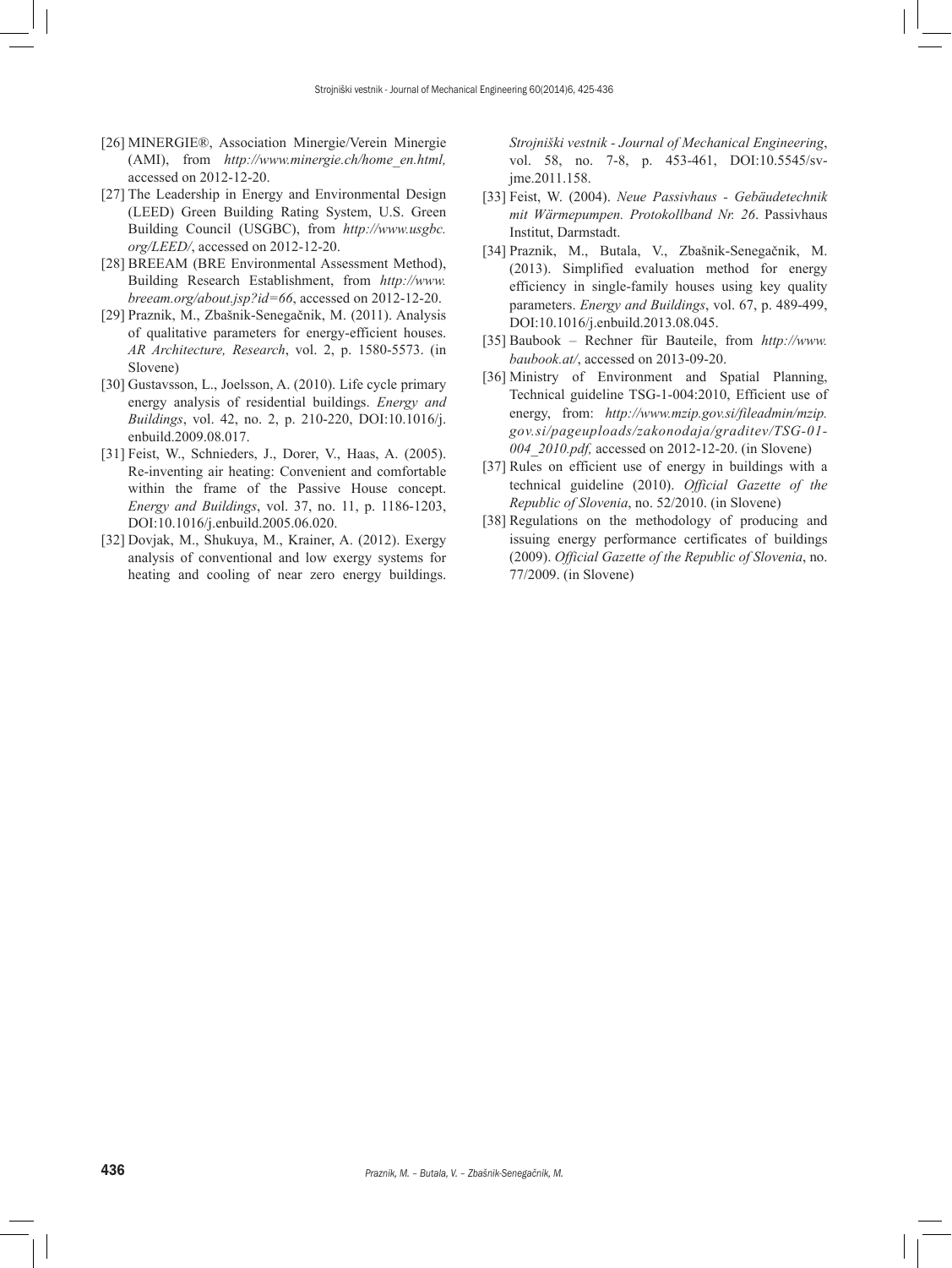[26] MINERGIE®, Association Minergie/Verein Minergie (AMI), from *http://www.minergie.ch/home_en.html,* accessed on 2012-12-20.

[27] The Leadership in Energy and Environmental Design (LEED) Green Building Rating System, U.S. Green Building Council (USGBC), from *http://www.usgbc.org/LEED/*, accessed on 2012-12-20.

[28] BREEAM (BRE Environmental Assessment Method), Building Research Establishment, from *http://www.breeam.org/about.jsp?id=66*, accessed on 2012-12-20.

[29] Praznik, M., Zbašnik-Senegačnik, M. (2011). Analysis of qualitative parameters for energy-efficient houses. *AR Architecture, Research*, vol. 2, p. 1580-5573. (in Slovene)

[30] Gustavsson, L., Joelsson, A. (2010). Life cycle primary energy analysis of residential buildings. *Energy and Buildings*, vol. 42, no. 2, p. 210-220, DOI:10.1016/j.enbuild.2009.08.017.

[31] Feist, W., Schnieders, J., Dorer, V., Haas, A. (2005). Re-inventing air heating: Convenient and comfortable within the frame of the Passive House concept. *Energy and Buildings*, vol. 37, no. 11, p. 1186-1203, DOI:10.1016/j.enbuild.2005.06.020.

[32] Dovjak, M., Shukuya, M., Krainer, A. (2012). Exergy analysis of conventional and low exergy systems for heating and cooling of near zero energy buildings. *Strojniški vestnik - Journal of Mechanical Engineering*, vol. 58, no. 7-8, p. 453-461, DOI:10.5545/sv-jme.2011.158.

[33] Feist, W. (2004). *Neue Passivhaus - Gebäudetechnik mit Wärmepumpen. Protokollband Nr. 26*. Passivhaus Institut, Darmstadt.

[34] Praznik, M., Butala, V., Zbašnik-Senegačnik, M. (2013). Simplified evaluation method for energy efficiency in single-family houses using key quality parameters. *Energy and Buildings*, vol. 67, p. 489-499, DOI:10.1016/j.enbuild.2013.08.045.

[35] Baubook – Rechner für Bauteile, from *http://www.baubook.at/*, accessed on 2013-09-20.

[36] Ministry of Environment and Spatial Planning, Technical guideline TSG-1-004:2010, Efficient use of energy, from: *http://www.mzip.gov.si/fileadmin/mzip.gov.si/pageuploads/zakonodaja/graditev/TSG-01-004_2010.pdf,* accessed on 2012-12-20. (in Slovene)

[37] Rules on efficient use of energy in buildings with a technical guideline (2010). *Official Gazette of the Republic of Slovenia*, no. 52/2010. (in Slovene)

[38] Regulations on the methodology of producing and issuing energy performance certificates of buildings (2009). *Official Gazette of the Republic of Slovenia*, no. 77/2009. (in Slovene)